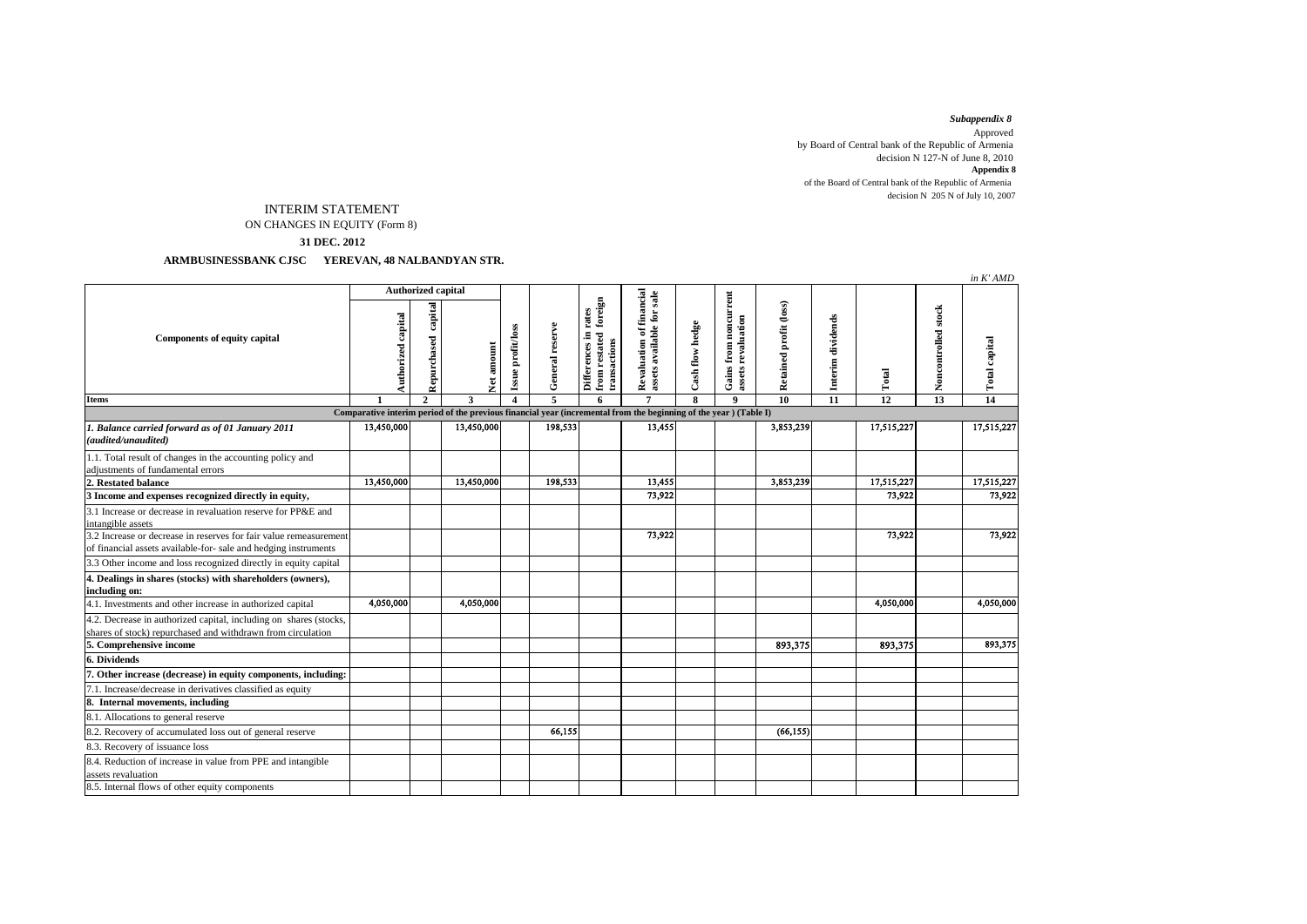*Subappendix 8*

Approved
by Board of Central bank of the Republic of Armenia
decision N 127-N of June 8, 2010

**Appendix 8**

of the Board of Central bank of the Republic of Armenia
decision N 205 N of July 10, 2007

# INTERIM STATEMENT

## ON CHANGES IN EQUITY (Form 8)

**31 DEC. 2012**

**ARMBUSINESSBANK CJSC YEREVAN, 48 NALBANDYAN STR.**

*in K' AMD*

| Components of equity capital | Authorized capital | | | Issue profit/loss | General reserve | Differences in rates from restated foreign transactions | Revaluation of financial assets available for sale | Cash flow hedge | Gains from noncurrent assets revaluation | Retained profit (loss) | Interim dividends | Total | Noncontrolled stock | Total capital |
|---|---|---|---|---|---|---|---|---|---|---|---|---|---|---|
| | Authorized capital | Repurchased capital | Net amount | | | | | | | | | | | |
| **Items** | **1** | **2** | **3** | **4** | **5** | **6** | **7** | **8** | **9** | **10** | **11** | **12** | **13** | **14** |
| **Comparative interim period of the previous financial year (incremental from the beginning of the year ) (Table I)** | | | | | | | | | | | | | | |
| ***1. Balance carried forward as of 01 January 2011 (audited/unaudited)*** | 13,450,000 | | 13,450,000 | | 198,533 | | 13,455 | | | 3,853,239 | | 17,515,227 | | 17,515,227 |
| 1.1. Total result of changes in the accounting policy and adjustments of fundamental errors | | | | | | | | | | | | | | |
| **2. Restated balance** | 13,450,000 | | 13,450,000 | | 198,533 | | 13,455 | | | 3,853,239 | | 17,515,227 | | 17,515,227 |
| **3 Income and expenses recognized directly in equity,** | | | | | | | 73,922 | | | | | 73,922 | | 73,922 |
| 3.1 Increase or decrease in revaluation reserve for PP&E and intangible assets | | | | | | | | | | | | | | |
| 3.2 Increase or decrease in reserves for fair value remeasurement of financial assets available-for- sale and hedging instruments | | | | | | | 73,922 | | | | | 73,922 | | 73,922 |
| 3.3 Other income and loss recognized directly in equity capital | | | | | | | | | | | | | | |
| **4. Dealings in shares (stocks) with shareholders (owners), including on:** | | | | | | | | | | | | | | |
| 4.1. Investments and other increase in authorized capital | 4,050,000 | | 4,050,000 | | | | | | | | | 4,050,000 | | 4,050,000 |
| 4.2. Decrease in authorized capital, including on shares (stocks, shares of stock) repurchased and withdrawn from circulation | | | | | | | | | | | | | | |
| **5. Comprehensive income** | | | | | | | | | | 893,375 | | 893,375 | | 893,375 |
| **6. Dividends** | | | | | | | | | | | | | | |
| **7. Other increase (decrease) in equity components, including:** | | | | | | | | | | | | | | |
| 7.1. Increase/decrease in derivatives classified as equity | | | | | | | | | | | | | | |
| **8. Internal movements, including** | | | | | | | | | | | | | | |
| 8.1. Allocations to general reserve | | | | | | | | | | | | | | |
| 8.2. Recovery of accumulated loss out of general reserve | | | | | 66,155 | | | | | (66,155) | | | | |
| 8.3. Recovery of issuance loss | | | | | | | | | | | | | | |
| 8.4. Reduction of increase in value from PPE and intangible assets revaluation | | | | | | | | | | | | | | |
| 8.5. Internal flows of other equity components | | | | | | | | | | | | | | |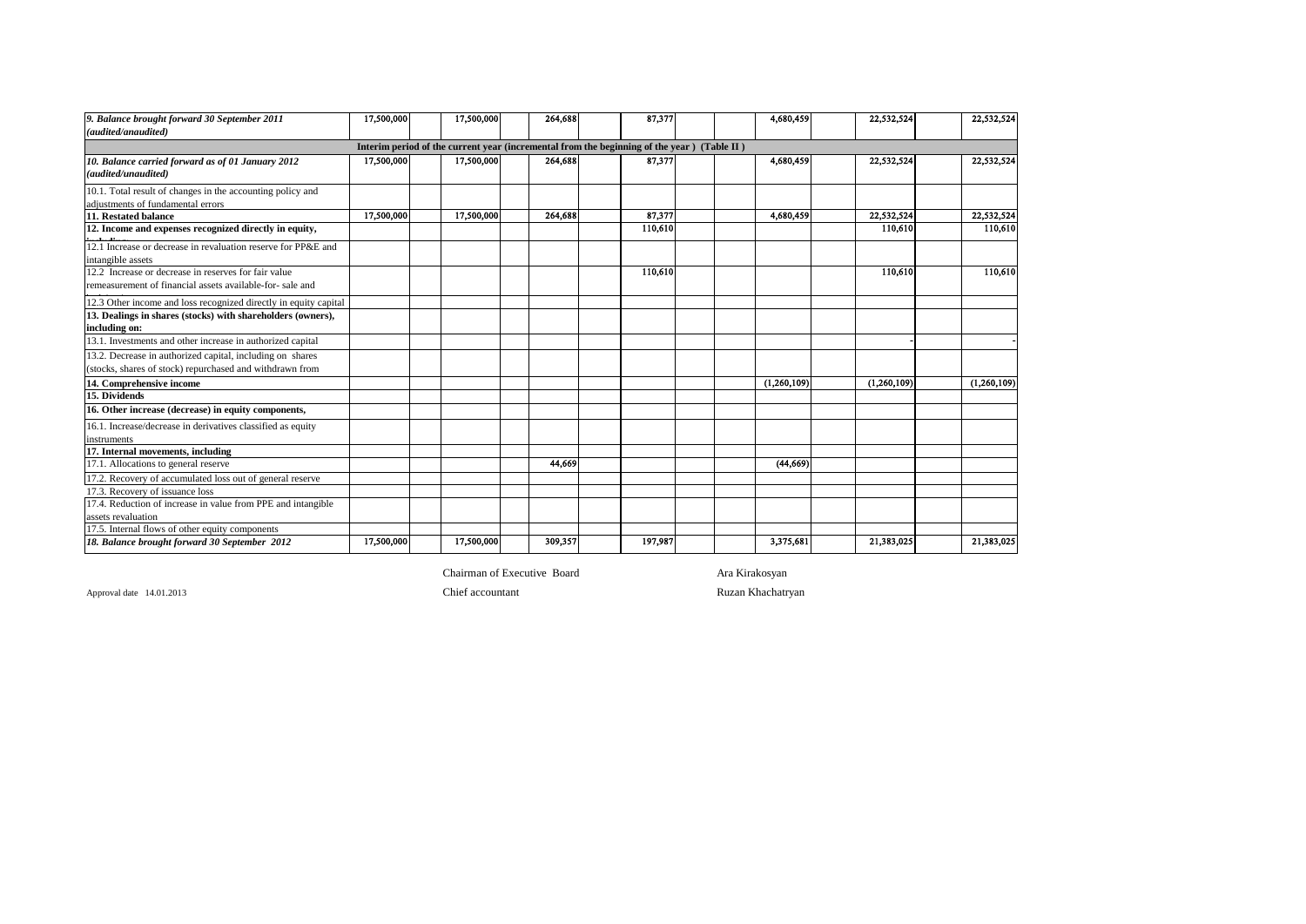| | | | | | | | | | | | | | | |
|---|---|---|---|---|---|---|---|---|---|---|---|---|---|---|
| ***9. Balance brought forward 30 September 2011 (audited/anaudited)*** | 17,500,000 | | 17,500,000 | | 264,688 | | 87,377 | | | 4,680,459 | | 22,532,524 | | 22,532,524 |
| **Interim period of the current year (incremental from the beginning of the year ) (Table II )** | | | | | | | | | | | | | | |
| ***10. Balance carried forward as of 01 January 2012 (audited/unaudited)*** | 17,500,000 | | 17,500,000 | | 264,688 | | 87,377 | | | 4,680,459 | | 22,532,524 | | 22,532,524 |
| 10.1. Total result of changes in the accounting policy and adjustments of fundamental errors | | | | | | | | | | | | | | |
| **11. Restated balance** | 17,500,000 | | 17,500,000 | | 264,688 | | 87,377 | | | 4,680,459 | | 22,532,524 | | 22,532,524 |
| **12. Income and expenses recognized directly in equity, including:** | | | | | | | 110,610 | | | | | 110,610 | | 110,610 |
| 12.1 Increase or decrease in revaluation reserve for PP&E and intangible assets | | | | | | | | | | | | | | |
| 12.2 Increase or decrease in reserves for fair value remeasurement of financial assets available-for- sale and | | | | | | | 110,610 | | | | | 110,610 | | 110,610 |
| 12.3 Other income and loss recognized directly in equity capital | | | | | | | | | | | | | | |
| **13. Dealings in shares (stocks) with shareholders (owners), including on:** | | | | | | | | | | | | | | |
| 13.1. Investments and other increase in authorized capital | | | | | | | | | | | | - | | - |
| 13.2. Decrease in authorized capital, including on shares (stocks, shares of stock) repurchased and withdrawn from | | | | | | | | | | | | | | |
| **14. Comprehensive income** | | | | | | | | | | (1,260,109) | | (1,260,109) | | (1,260,109) |
| **15. Dividends** | | | | | | | | | | | | | | |
| **16. Other increase (decrease) in equity components,** | | | | | | | | | | | | | | |
| 16.1. Increase/decrease in derivatives classified as equity instruments | | | | | | | | | | | | | | |
| **17. Internal movements, including** | | | | | | | | | | | | | | |
| 17.1. Allocations to general reserve | | | | | 44,669 | | | | | (44,669) | | | | |
| 17.2. Recovery of accumulated loss out of general reserve | | | | | | | | | | | | | | |
| 17.3. Recovery of issuance loss | | | | | | | | | | | | | | |
| 17.4. Reduction of increase in value from PPE and intangible assets revaluation | | | | | | | | | | | | | | |
| 17.5. Internal flows of other equity components | | | | | | | | | | | | | | |
| ***18. Balance brought forward 30 September 2012*** | 17,500,000 | | 17,500,000 | | 309,357 | | 197,987 | | | 3,375,681 | | 21,383,025 | | 21,383,025 |

Chairman of Executive Board — Ara Kirakosyan

Approval date 14.01.2013

Chief accountant — Ruzan Khachatryan